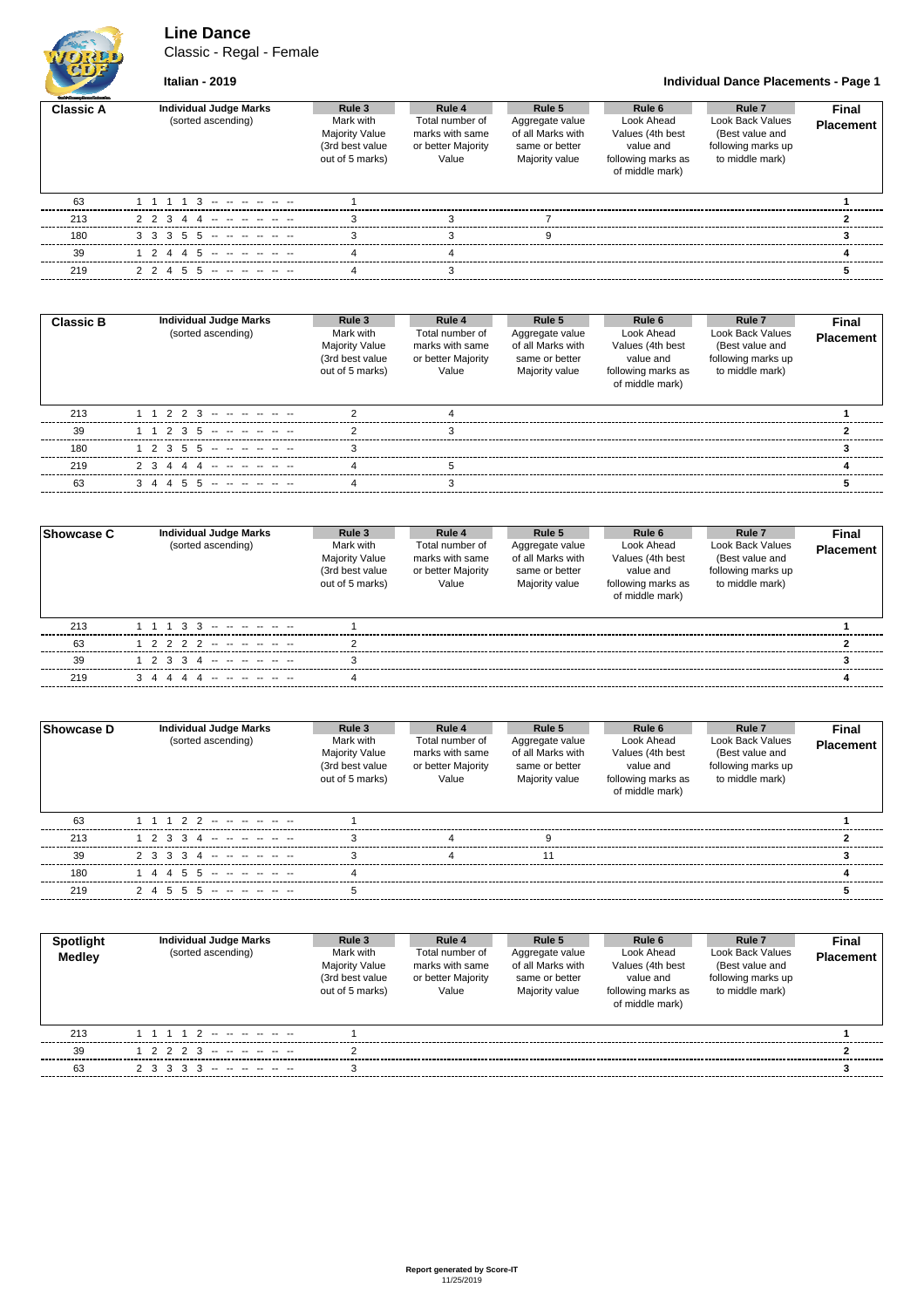# Line Dance

Classic - Regal - Female

**Italian - 2019**

**Individual Dance Placements - Page 1**

| **Classic A** | **Individual Judge Marks** (sorted ascending) | **Rule 3** Mark with Majority Value (3rd best value out of 5 marks) | **Rule 4** Total number of marks with same or better Majority Value | **Rule 5** Aggregate value of all Marks with same or better Majority value | **Rule 6** Look Ahead Values (4th best value and following marks as of middle mark) | **Rule 7** Look Back Values (Best value and following marks up to middle mark) | **Final Placement** |
|---|---|---|---|---|---|---|---|
| 63 | 1 1 1 1 3 -- -- -- -- -- -- | 1 | | | | | **1** |
| 213 | 2 2 3 4 4 -- -- -- -- -- -- | 3 | 3 | 7 | | | **2** |
| 180 | 3 3 3 5 5 -- -- -- -- -- -- | 3 | 3 | 9 | | | **3** |
| 39 | 1 2 4 4 5 -- -- -- -- -- -- | 4 | 4 | | | | **4** |
| 219 | 2 2 4 5 5 -- -- -- -- -- -- | 4 | 3 | | | | **5** |

| **Classic B** | **Individual Judge Marks** (sorted ascending) | **Rule 3** Mark with Majority Value (3rd best value out of 5 marks) | **Rule 4** Total number of marks with same or better Majority Value | **Rule 5** Aggregate value of all Marks with same or better Majority value | **Rule 6** Look Ahead Values (4th best value and following marks as of middle mark) | **Rule 7** Look Back Values (Best value and following marks up to middle mark) | **Final Placement** |
|---|---|---|---|---|---|---|---|
| 213 | 1 1 2 2 3 -- -- -- -- -- -- | 2 | 4 | | | | **1** |
| 39 | 1 1 2 3 5 -- -- -- -- -- -- | 2 | 3 | | | | **2** |
| 180 | 1 2 3 5 5 -- -- -- -- -- -- | 3 | | | | | **3** |
| 219 | 2 3 4 4 4 -- -- -- -- -- -- | 4 | 5 | | | | **4** |
| 63 | 3 4 4 5 5 -- -- -- -- -- -- | 4 | 3 | | | | **5** |

| **Showcase C** | **Individual Judge Marks** (sorted ascending) | **Rule 3** Mark with Majority Value (3rd best value out of 5 marks) | **Rule 4** Total number of marks with same or better Majority Value | **Rule 5** Aggregate value of all Marks with same or better Majority value | **Rule 6** Look Ahead Values (4th best value and following marks as of middle mark) | **Rule 7** Look Back Values (Best value and following marks up to middle mark) | **Final Placement** |
|---|---|---|---|---|---|---|---|
| 213 | 1 1 1 3 3 -- -- -- -- -- -- | 1 | | | | | **1** |
| 63 | 1 2 2 2 2 -- -- -- -- -- -- | 2 | | | | | **2** |
| 39 | 1 2 3 3 4 -- -- -- -- -- -- | 3 | | | | | **3** |
| 219 | 3 4 4 4 4 -- -- -- -- -- -- | 4 | | | | | **4** |

| **Showcase D** | **Individual Judge Marks** (sorted ascending) | **Rule 3** Mark with Majority Value (3rd best value out of 5 marks) | **Rule 4** Total number of marks with same or better Majority Value | **Rule 5** Aggregate value of all Marks with same or better Majority value | **Rule 6** Look Ahead Values (4th best value and following marks as of middle mark) | **Rule 7** Look Back Values (Best value and following marks up to middle mark) | **Final Placement** |
|---|---|---|---|---|---|---|---|
| 63 | 1 1 1 2 2 -- -- -- -- -- -- | 1 | | | | | **1** |
| 213 | 1 2 3 3 4 -- -- -- -- -- -- | 3 | 4 | 9 | | | **2** |
| 39 | 2 3 3 3 4 -- -- -- -- -- -- | 3 | 4 | 11 | | | **3** |
| 180 | 1 4 4 5 5 -- -- -- -- -- -- | 4 | | | | | **4** |
| 219 | 2 4 5 5 5 -- -- -- -- -- -- | 5 | | | | | **5** |

| **Spotlight Medley** | **Individual Judge Marks** (sorted ascending) | **Rule 3** Mark with Majority Value (3rd best value out of 5 marks) | **Rule 4** Total number of marks with same or better Majority Value | **Rule 5** Aggregate value of all Marks with same or better Majority value | **Rule 6** Look Ahead Values (4th best value and following marks as of middle mark) | **Rule 7** Look Back Values (Best value and following marks up to middle mark) | **Final Placement** |
|---|---|---|---|---|---|---|---|
| 213 | 1 1 1 1 2 -- -- -- -- -- -- | 1 | | | | | **1** |
| 39 | 1 2 2 2 3 -- -- -- -- -- -- | 2 | | | | | **2** |
| 63 | 2 3 3 3 3 -- -- -- -- -- -- | 3 | | | | | **3** |

**Report generated by Score-IT**
11/25/2019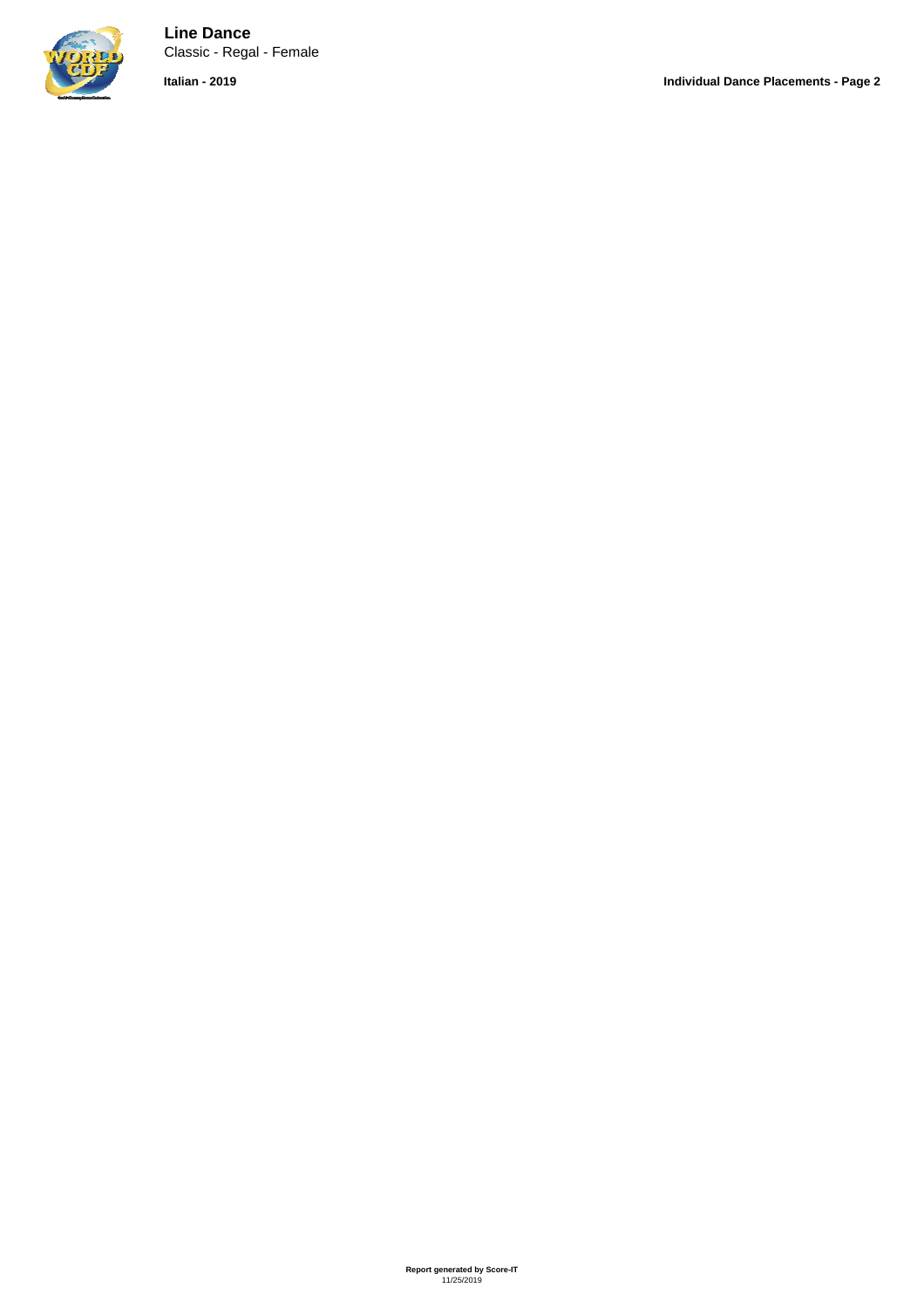**Line Dance**

Classic - Regal - Female

**Italian - 2019**

**Individual Dance Placements - Page 2**

**Report generated by Score-IT**
11/25/2019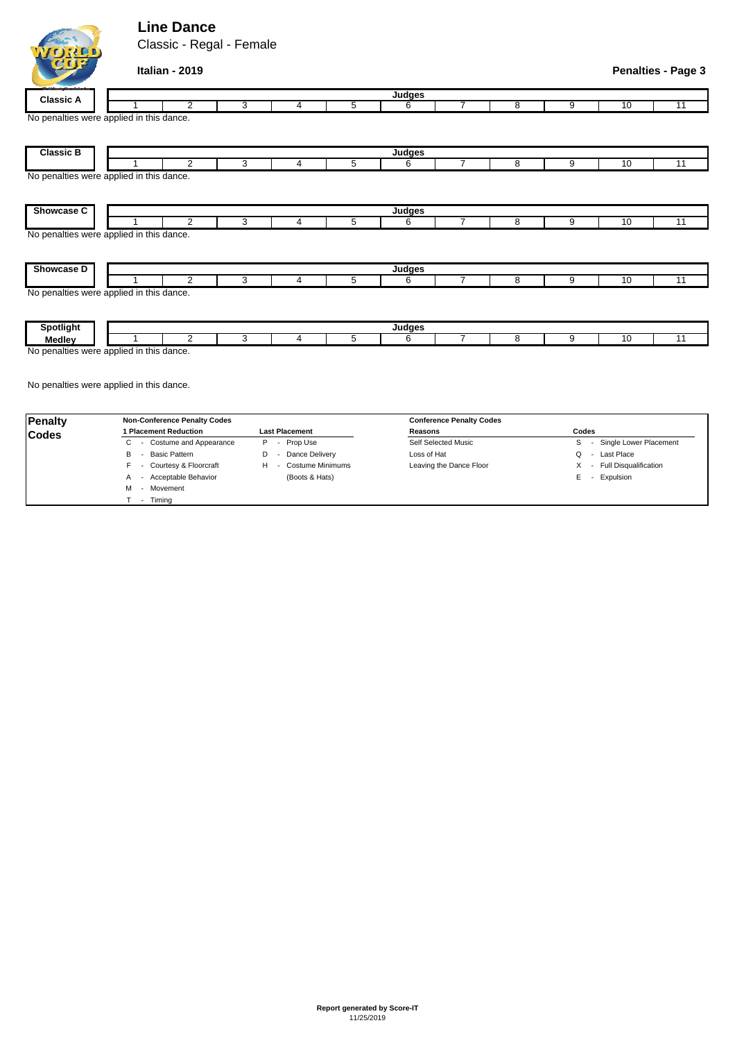# Line Dance

Classic - Regal - Female

**Italian - 2019**

**Penalties - Page 3**

| Classic A | Judges | | | | | | | | | | |
|---|---|---|---|---|---|---|---|---|---|---|---|
| | 1 | 2 | 3 | 4 | 5 | 6 | 7 | 8 | 9 | 10 | 11 |

No penalties were applied in this dance.

| Classic B | Judges | | | | | | | | | | |
|---|---|---|---|---|---|---|---|---|---|---|---|
| | 1 | 2 | 3 | 4 | 5 | 6 | 7 | 8 | 9 | 10 | 11 |

No penalties were applied in this dance.

| Showcase C | Judges | | | | | | | | | | |
|---|---|---|---|---|---|---|---|---|---|---|---|
| | 1 | 2 | 3 | 4 | 5 | 6 | 7 | 8 | 9 | 10 | 11 |

No penalties were applied in this dance.

| Showcase D | Judges | | | | | | | | | | |
|---|---|---|---|---|---|---|---|---|---|---|---|
| | 1 | 2 | 3 | 4 | 5 | 6 | 7 | 8 | 9 | 10 | 11 |

No penalties were applied in this dance.

| Spotlight Medley | Judges | | | | | | | | | | |
|---|---|---|---|---|---|---|---|---|---|---|---|
| | 1 | 2 | 3 | 4 | 5 | 6 | 7 | 8 | 9 | 10 | 11 |

No penalties were applied in this dance.

No penalties were applied in this dance.

## Penalty Codes

| Non-Conference Penalty Codes | | Conference Penalty Codes | |
|---|---|---|---|
| **1 Placement Reduction** | **Last Placement** | **Reasons** | **Codes** |
| C - Costume and Appearance | P - Prop Use | Self Selected Music | S - Single Lower Placement |
| B - Basic Pattern | D - Dance Delivery | Loss of Hat | Q - Last Place |
| F - Courtesy & Floorcraft | H - Costume Minimums (Boots & Hats) | Leaving the Dance Floor | X - Full Disqualification |
| A - Acceptable Behavior | | | E - Expulsion |
| M - Movement | | | |
| T - Timing | | | |

**Report generated by Score-IT**
11/25/2019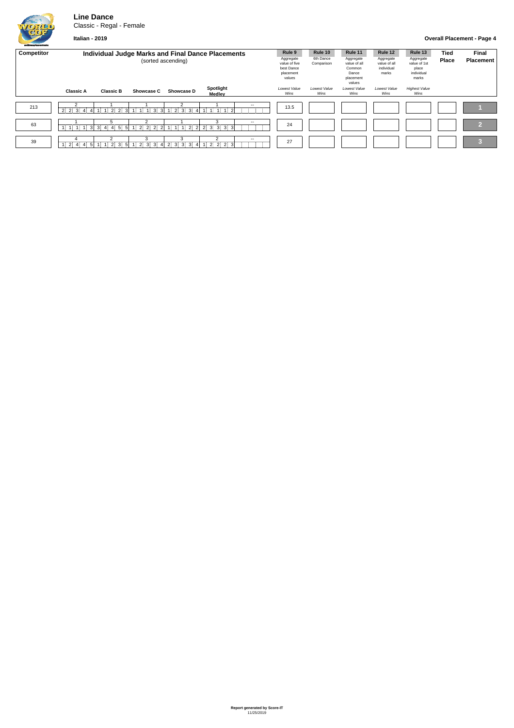# Line Dance

Classic - Regal - Female

**Italian - 2019**

**Overall Placement - Page 4**

| Competitor | Individual Judge Marks and Final Dance Placements (sorted ascending) | | | | | | Rule 9 Aggregate value of five best Dance placement values | Rule 10 6th Dance Comparison | Rule 11 Aggregate value of all Common Dance placement values | Rule 12 Aggregate value of all individual marks | Rule 13 Aggregate value of 1st place individual marks | Tied Place | Final Placement |
|---|---|---|---|---|---|---|---|---|---|---|---|---|---|
| | Classic A | Classic B | Showcase C | Showcase D | Spotlight Medley | | *Lowest Value Wins* | *Lowest Value Wins* | *Lowest Value Wins* | *Lowest Value Wins* | *Highest Value Wins* | | |
| 213 | 2 (2 2 3 4 4) | 1 (1 1 2 2 3) | 1 (1 1 1 3 3) | 2 (1 2 3 3 4) | 1 (1 1 1 1 2) | -- | 13.5 | | | | | | 1 |
| 63 | 1 (1 1 1 1 3) | 5 (3 4 4 5 5) | 2 (1 2 2 2 2) | 1 (1 1 1 2 2) | 3 (2 3 3 3 3) | -- | 24 | | | | | | 2 |
| 39 | 4 (1 2 4 4 5) | 2 (1 1 2 3 5) | 3 (1 2 3 3 4) | 3 (2 3 3 3 4) | 2 (1 2 2 2 3) | -- | 27 | | | | | | 3 |

**Report generated by Score-IT**
11/25/2019